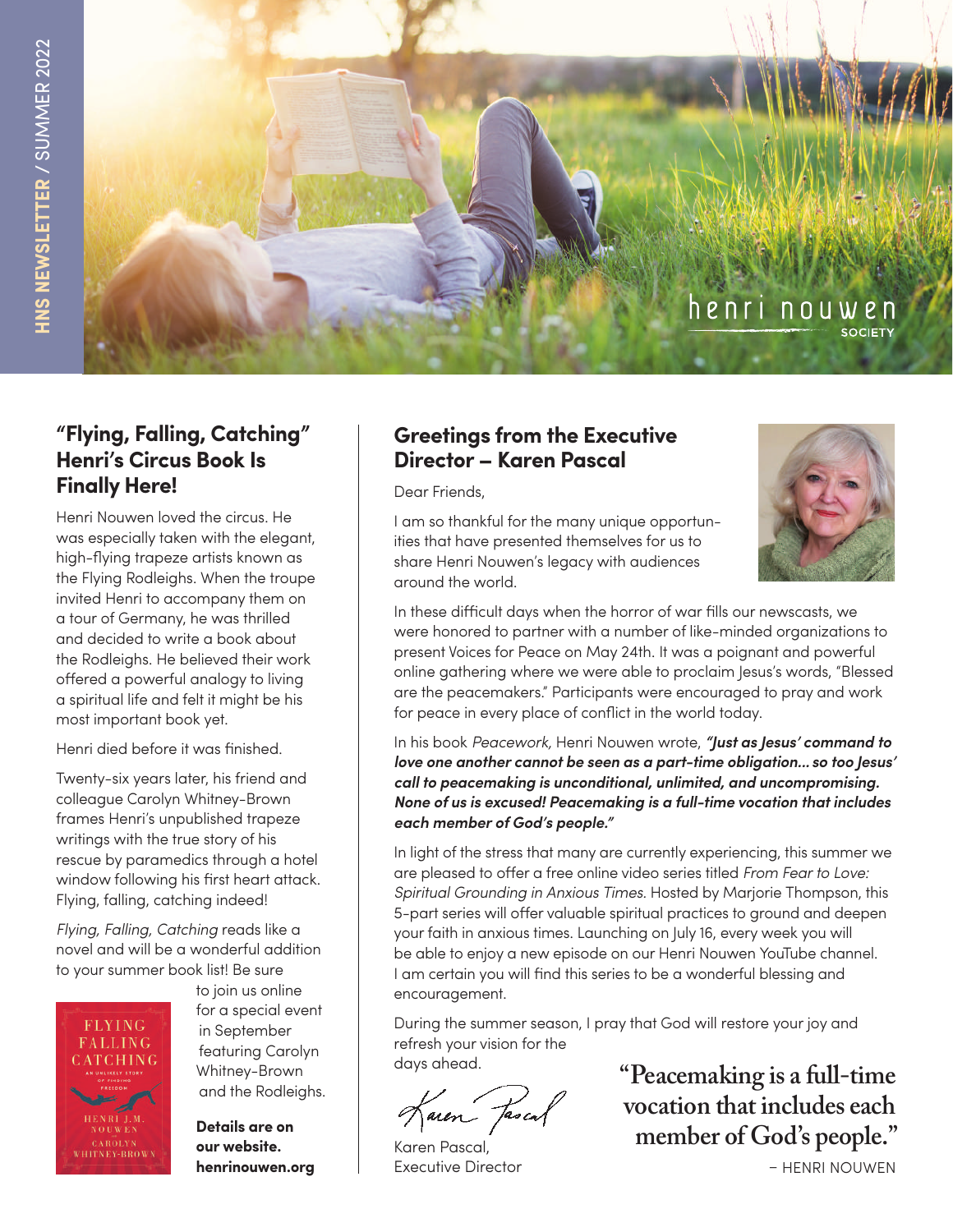HNS NEWSLETTER / SUMMER 2022

henri nouwen SOCIETY

## "Flying, Falling, Catching" Henri's Circus Book Is Finally Here!

Henri Nouwen loved the circus. He was especially taken with the elegant, high-flying trapeze artists known as the Flying Rodleighs. When the troupe invited Henri to accompany them on a tour of Germany, he was thrilled and decided to write a book about the Rodleighs. He believed their work offered a powerful analogy to living a spiritual life and felt it might be his most important book yet.

Henri died before it was finished.

Twenty-six years later, his friend and colleague Carolyn Whitney-Brown frames Henri's unpublished trapeze writings with the true story of his rescue by paramedics through a hotel window following his first heart attack. Flying, falling, catching indeed!

*Flying, Falling, Catching* reads like a novel and will be a wonderful addition to your summer book list! Be sure to join us online for a special event in September featuring Carolyn Whitney-Brown and the Rodleighs.

**Details are on our website. henrinouwen.org**

## Greetings from the Executive Director – Karen Pascal

Dear Friends,

I am so thankful for the many unique opportunities that have presented themselves for us to share Henri Nouwen's legacy with audiences around the world.

In these difficult days when the horror of war fills our newscasts, we were honored to partner with a number of like-minded organizations to present Voices for Peace on May 24th. It was a poignant and powerful online gathering where we were able to proclaim Jesus's words, "Blessed are the peacemakers." Participants were encouraged to pray and work for peace in every place of conflict in the world today.

In his book *Peacework*, Henri Nouwen wrote, ***"Just as Jesus' command to love one another cannot be seen as a part-time obligation... so too Jesus' call to peacemaking is unconditional, unlimited, and uncompromising. None of us is excused! Peacemaking is a full-time vocation that includes each member of God's people."***

In light of the stress that many are currently experiencing, this summer we are pleased to offer a free online video series titled *From Fear to Love: Spiritual Grounding in Anxious Times.* Hosted by Marjorie Thompson, this 5-part series will offer valuable spiritual practices to ground and deepen your faith in anxious times. Launching on July 16, every week you will be able to enjoy a new episode on our Henri Nouwen YouTube channel. I am certain you will find this series to be a wonderful blessing and encouragement.

During the summer season, I pray that God will restore your joy and refresh your vision for the days ahead.

Karen Pascal,
Executive Director

**"Peacemaking is a full-time vocation that includes each member of God's people."**

– HENRI NOUWEN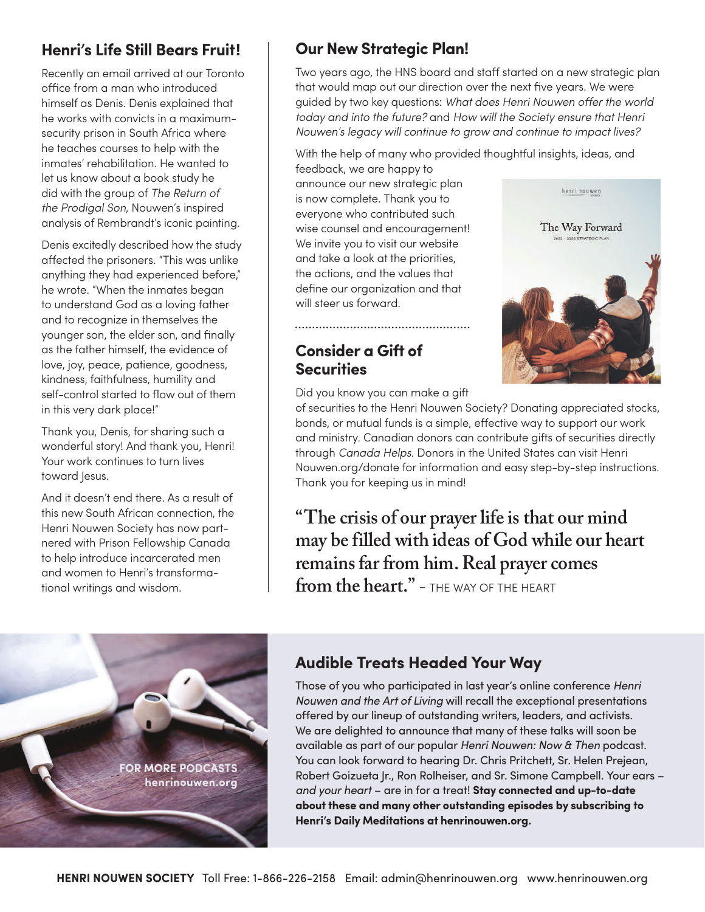## Henri's Life Still Bears Fruit!

Recently an email arrived at our Toronto office from a man who introduced himself as Denis. Denis explained that he works with convicts in a maximum-security prison in South Africa where he teaches courses to help with the inmates' rehabilitation. He wanted to let us know about a book study he did with the group of *The Return of the Prodigal Son,* Nouwen's inspired analysis of Rembrandt's iconic painting.

Denis excitedly described how the study affected the prisoners. "This was unlike anything they had experienced before," he wrote. "When the inmates began to understand God as a loving father and to recognize in themselves the younger son, the elder son, and finally as the father himself, the evidence of love, joy, peace, patience, goodness, kindness, faithfulness, humility and self-control started to flow out of them in this very dark place!"

Thank you, Denis, for sharing such a wonderful story! And thank you, Henri! Your work continues to turn lives toward Jesus.

And it doesn't end there. As a result of this new South African connection, the Henri Nouwen Society has now partnered with Prison Fellowship Canada to help introduce incarcerated men and women to Henri's transformational writings and wisdom.

## Our New Strategic Plan!

Two years ago, the HNS board and staff started on a new strategic plan that would map out our direction over the next five years. We were guided by two key questions: *What does Henri Nouwen offer the world today and into the future?* and *How will the Society ensure that Henri Nouwen's legacy will continue to grow and continue to impact lives?*

With the help of many who provided thoughtful insights, ideas, and feedback, we are happy to announce our new strategic plan is now complete. Thank you to everyone who contributed such wise counsel and encouragement! We invite you to visit our website and take a look at the priorities, the actions, and the values that define our organization and that will steer us forward.

henri nouwen society

The Way Forward

2022 – 2026 STRATEGIC PLAN

## Consider a Gift of Securities

Did you know you can make a gift of securities to the Henri Nouwen Society? Donating appreciated stocks, bonds, or mutual funds is a simple, effective way to support our work and ministry. Canadian donors can contribute gifts of securities directly through *Canada Helps.* Donors in the United States can visit Henri Nouwen.org/donate for information and easy step-by-step instructions. Thank you for keeping us in mind!

**"The crisis of our prayer life is that our mind may be filled with ideas of God while our heart remains far from him. Real prayer comes from the heart."** – THE WAY OF THE HEART

FOR MORE PODCASTS
henrinouwen.org

## Audible Treats Headed Your Way

Those of you who participated in last year's online conference *Henri Nouwen and the Art of Living* will recall the exceptional presentations offered by our lineup of outstanding writers, leaders, and activists. We are delighted to announce that many of these talks will soon be available as part of our popular *Henri Nouwen: Now & Then* podcast. You can look forward to hearing Dr. Chris Pritchett, Sr. Helen Prejean, Robert Goizueta Jr., Ron Rolheiser, and Sr. Simone Campbell. Your ears – *and your heart* – are in for a treat! **Stay connected and up-to-date about these and many other outstanding episodes by subscribing to Henri's Daily Meditations at henrinouwen.org.**

**HENRI NOUWEN SOCIETY** Toll Free: 1-866-226-2158 Email: admin@henrinouwen.org www.henrinouwen.org